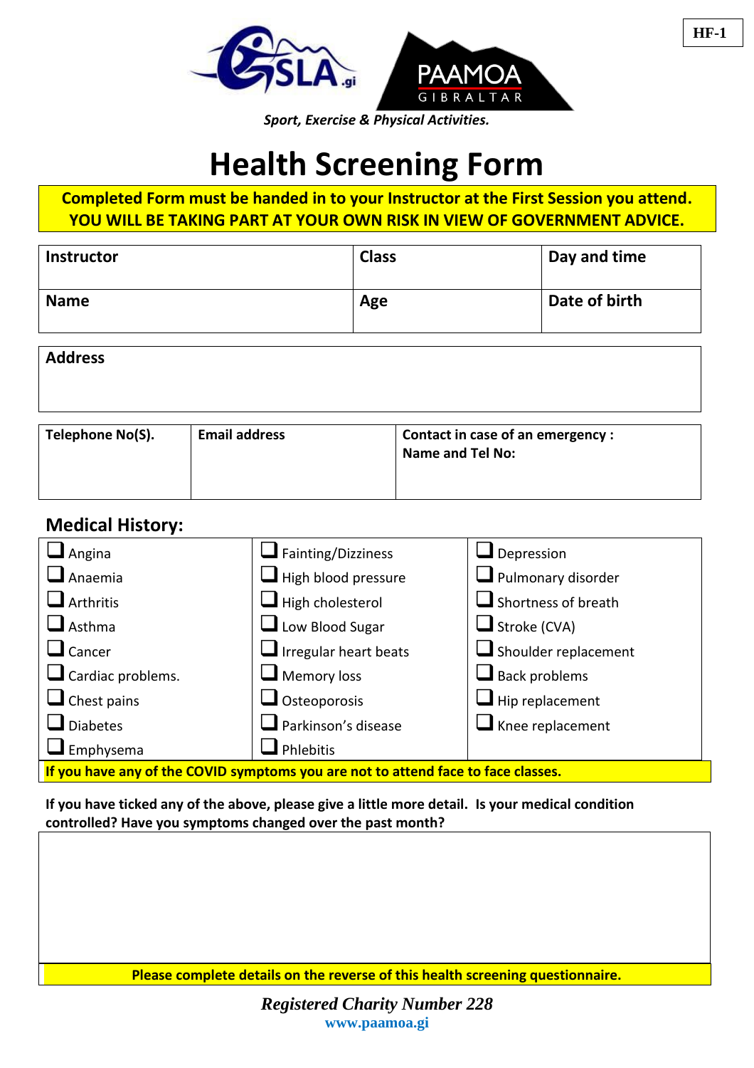HF-1

GSLA.gi PAAMOA GIBRALTAR

*Sport, Exercise & Physical Activities.*

# Health Screening Form

**Completed Form must be handed in to your Instructor at the First Session you attend.**
**YOU WILL BE TAKING PART AT YOUR OWN RISK IN VIEW OF GOVERNMENT ADVICE.**

| Instructor | Class | Day and time |
|---|---|---|
| **Name** | **Age** | **Date of birth** |

| Address |
|---|
| |

| Telephone No(S). | Email address | Contact in case of an emergency : Name and Tel No: |
|---|---|---|
| | | |

## Medical History:

| | | |
|---|---|---|
| ☐ Angina | ☐ Fainting/Dizziness | ☐ Depression |
| ☐ Anaemia | ☐ High blood pressure | ☐ Pulmonary disorder |
| ☐ Arthritis | ☐ High cholesterol | ☐ Shortness of breath |
| ☐ Asthma | ☐ Low Blood Sugar | ☐ Stroke (CVA) |
| ☐ Cancer | ☐ Irregular heart beats | ☐ Shoulder replacement |
| ☐ Cardiac problems. | ☐ Memory loss | ☐ Back problems |
| ☐ Chest pains | ☐ Osteoporosis | ☐ Hip replacement |
| ☐ Diabetes | ☐ Parkinson's disease | ☐ Knee replacement |
| ☐ Emphysema | ☐ Phlebitis | |

**If you have any of the COVID symptoms you are not to attend face to face classes.**

**If you have ticked any of the above, please give a little more detail. Is your medical condition controlled? Have you symptoms changed over the past month?**

| |
|---|
| |

**Please complete details on the reverse of this health screening questionnaire.**

***Registered Charity Number 228***

**www.paamoa.gi**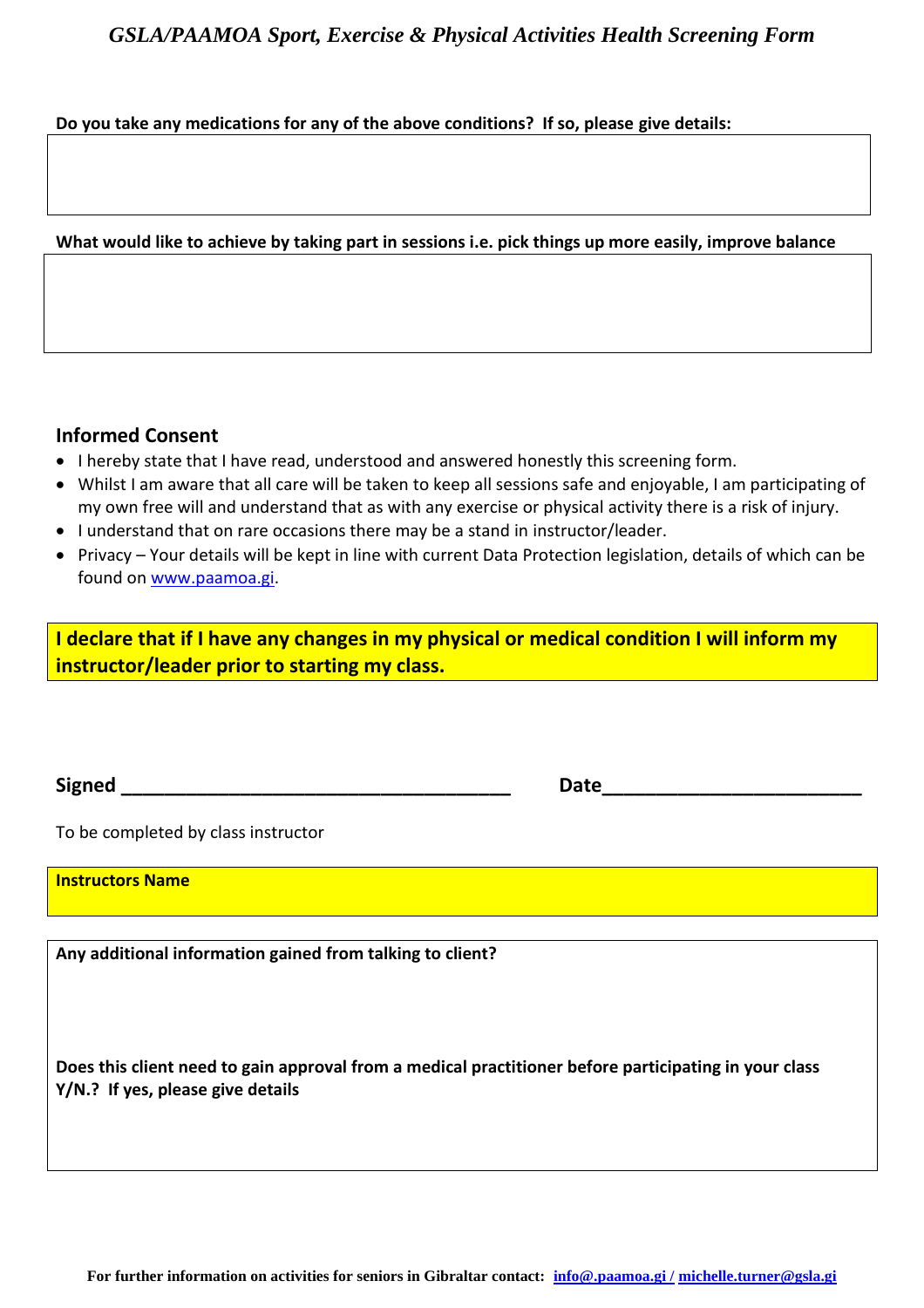*GSLA/PAAMOA Sport, Exercise & Physical Activities Health Screening Form*

**Do you take any medications for any of the above conditions? If so, please give details:**

**What would like to achieve by taking part in sessions i.e. pick things up more easily, improve balance**

## Informed Consent

- I hereby state that I have read, understood and answered honestly this screening form.
- Whilst I am aware that all care will be taken to keep all sessions safe and enjoyable, I am participating of my own free will and understand that as with any exercise or physical activity there is a risk of injury.
- I understand that on rare occasions there may be a stand in instructor/leader.
- Privacy – Your details will be kept in line with current Data Protection legislation, details of which can be found on www.paamoa.gi.

**I declare that if I have any changes in my physical or medical condition I will inform my instructor/leader prior to starting my class.**

**Signed** ____________________________________ **Date**________________________

To be completed by class instructor

**Instructors Name**

**Any additional information gained from talking to client?**

**Does this client need to gain approval from a medical practitioner before participating in your class Y/N.? If yes, please give details**

**For further information on activities for seniors in Gibraltar contact: info@.paamoa.gi / michelle.turner@gsla.gi**